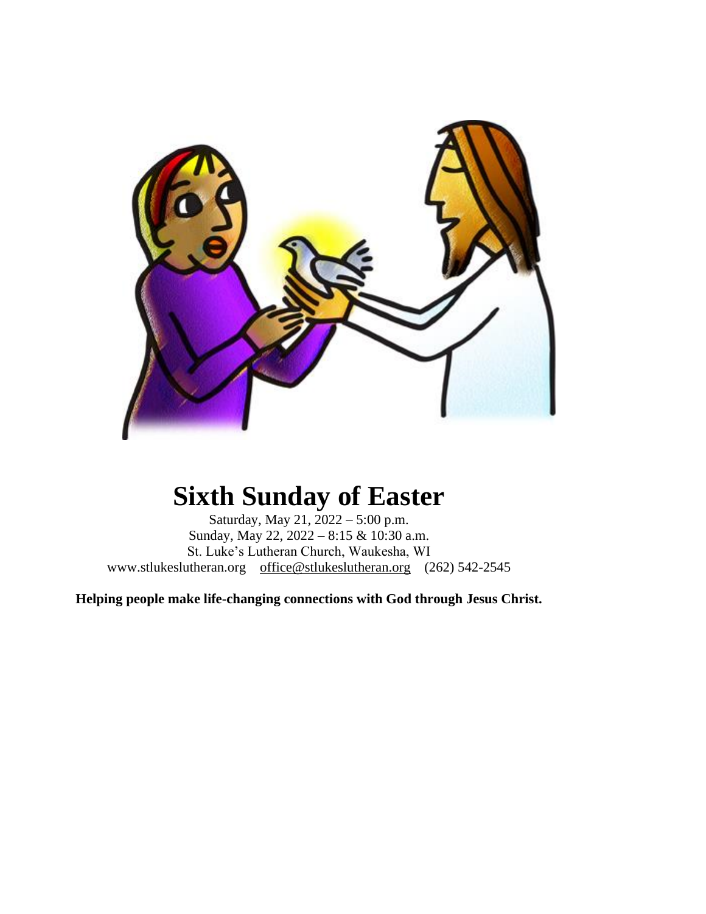# Sixth Sunday of Easter

Saturday, May 21, 2022 – 5:00 p.m.
Sunday, May 22, 2022 – 8:15 & 10:30 a.m.
St. Luke's Lutheran Church, Waukesha, WI
www.stlukeslutheran.org office@stlukeslutheran.org (262) 542-2545

**Helping people make life-changing connections with God through Jesus Christ.**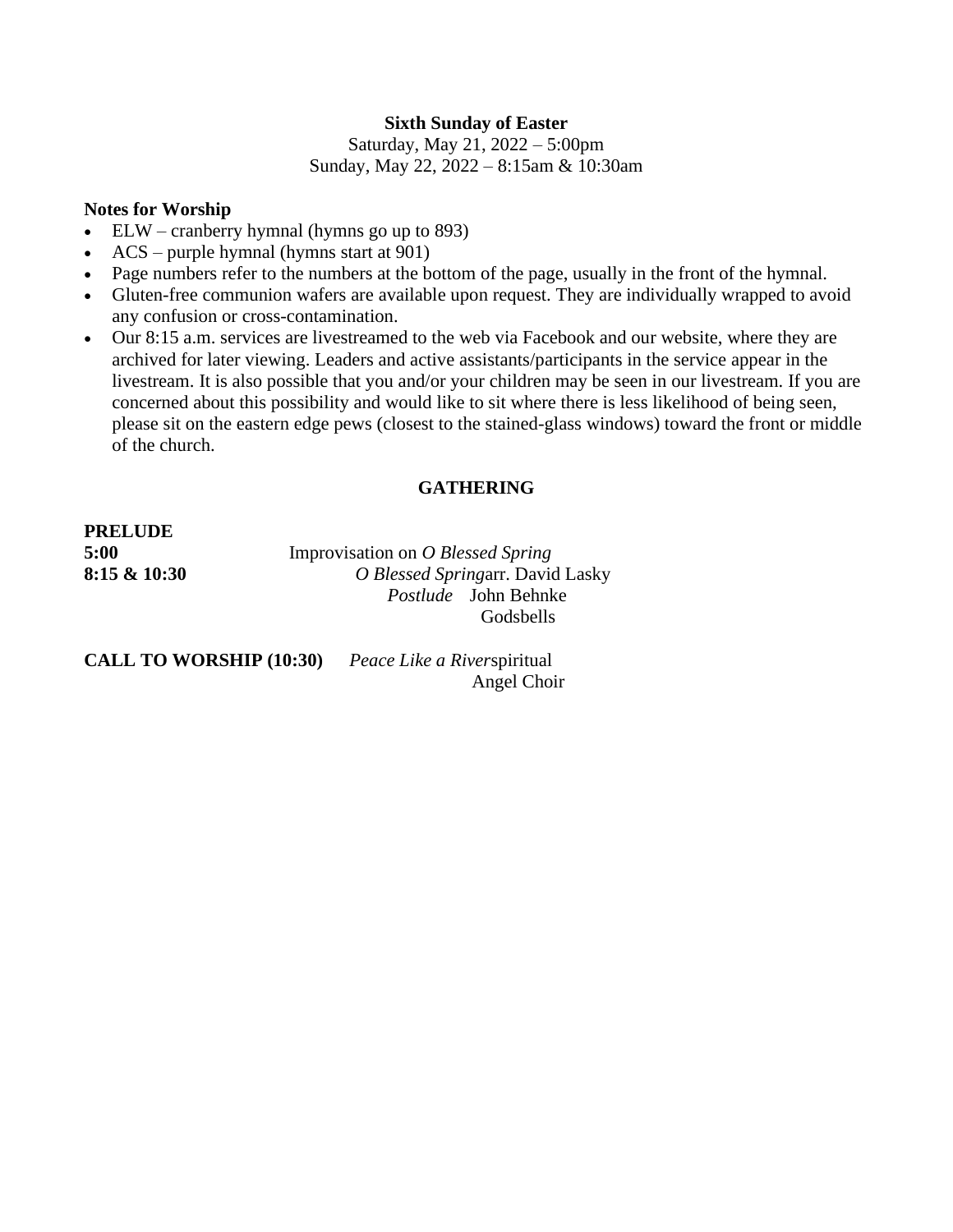**Sixth Sunday of Easter**

Saturday, May 21, 2022 – 5:00pm

Sunday, May 22, 2022 – 8:15am & 10:30am

**Notes for Worship**

- ELW – cranberry hymnal (hymns go up to 893)
- ACS – purple hymnal (hymns start at 901)
- Page numbers refer to the numbers at the bottom of the page, usually in the front of the hymnal.
- Gluten-free communion wafers are available upon request. They are individually wrapped to avoid any confusion or cross-contamination.
- Our 8:15 a.m. services are livestreamed to the web via Facebook and our website, where they are archived for later viewing. Leaders and active assistants/participants in the service appear in the livestream. It is also possible that you and/or your children may be seen in our livestream. If you are concerned about this possibility and would like to sit where there is less likelihood of being seen, please sit on the eastern edge pews (closest to the stained-glass windows) toward the front or middle of the church.

## GATHERING

**PRELUDE**

**5:00** Improvisation on *O Blessed Spring*

**8:15 & 10:30** *O Blessed Spring* arr. David Lasky

*Postlude* John Behnke

Godsbells

**CALL TO WORSHIP (10:30)** *Peace Like a River* spiritual

Angel Choir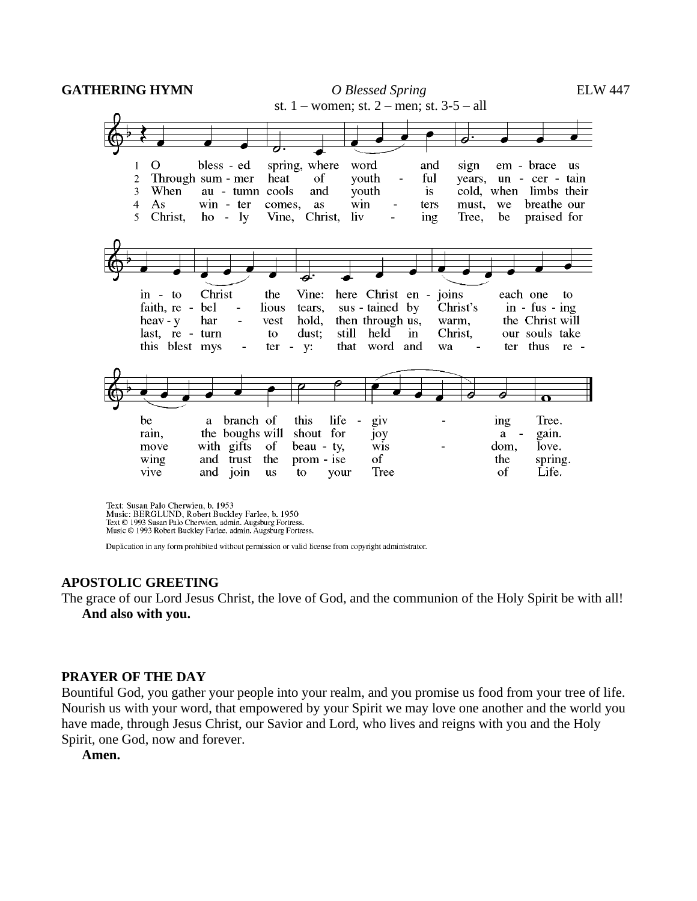**GATHERING HYMN** *O Blessed Spring* ELW 447

st. 1 – women; st. 2 – men; st. 3-5 – all

1 O blessed spring, where word and sign embrace us into Christ the Vine: here Christ enjoins each one to be a branch of this life-giving Tree.

2 Through summer heat of youthful years, uncertain faith, rebellious tears, sustained by Christ's infusing rain, the boughs will shout for joy again.

3 When autumn cools and youth is cold, when limbs their heavy harvest hold, then through us, warm, the Christ will move with gifts of beauty, wisdom, love.

4 As winter comes, as winters must, we breathe our last, return to dust; still held in Christ, our souls take wing and trust the promise of the spring.

5 Christ, holy Vine, Christ, living Tree, be praised for this blest mystery: that word and water thus revive and join us to your Tree of Life.

Text: Susan Palo Cherwien, b. 1953
Music: BERGLUND, Robert Buckley Farlee, b. 1950
Text © 1993 Susan Palo Cherwien, admin. Augsburg Fortress.
Music © 1993 Robert Buckley Farlee, admin. Augsburg Fortress.

Duplication in any form prohibited without permission or valid license from copyright administrator.

**APOSTOLIC GREETING**

The grace of our Lord Jesus Christ, the love of God, and the communion of the Holy Spirit be with all!

**And also with you.**

**PRAYER OF THE DAY**

Bountiful God, you gather your people into your realm, and you promise us food from your tree of life. Nourish us with your word, that empowered by your Spirit we may love one another and the world you have made, through Jesus Christ, our Savior and Lord, who lives and reigns with you and the Holy Spirit, one God, now and forever.

**Amen.**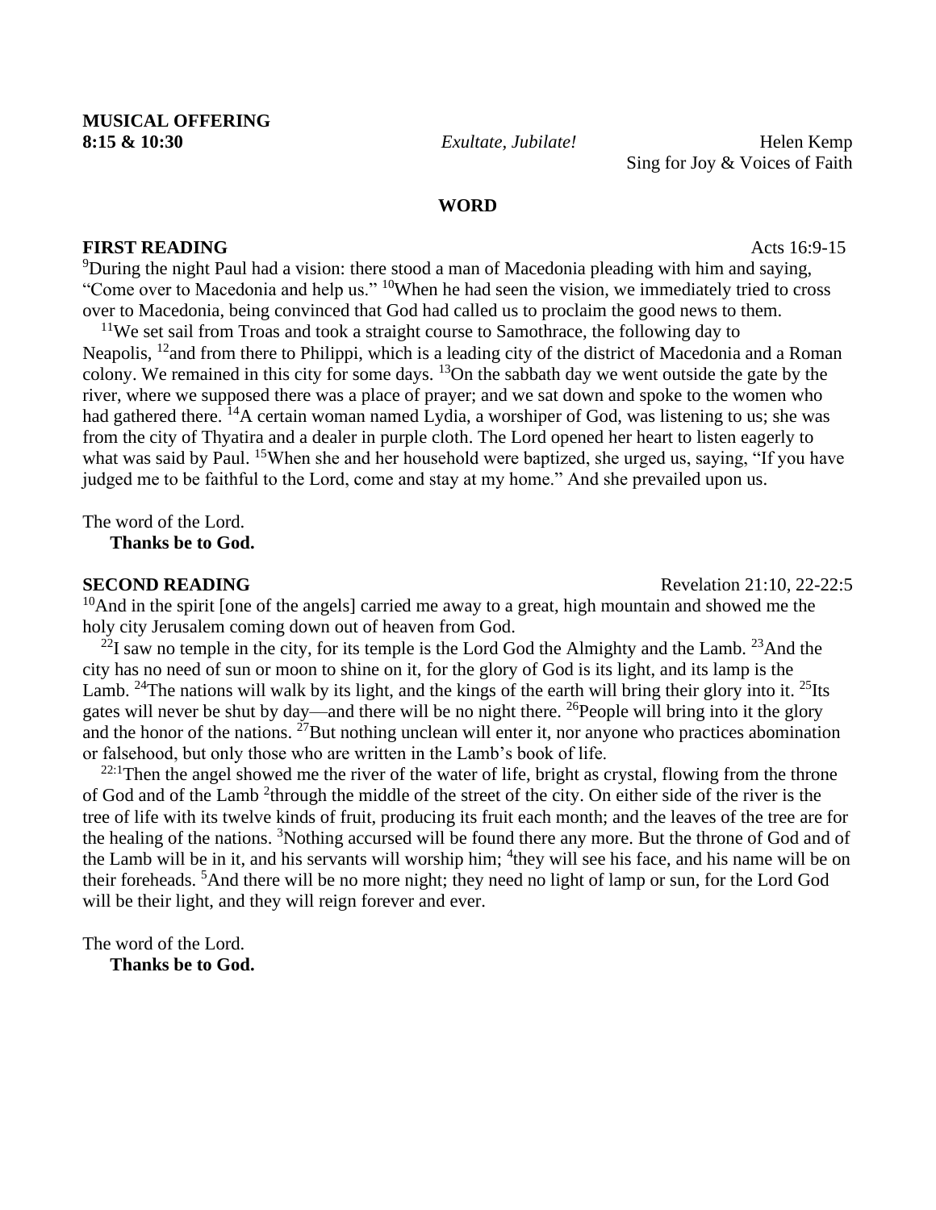**MUSICAL OFFERING**

**8:15 & 10:30** *Exultate, Jubilate!* Helen Kemp
Sing for Joy & Voices of Faith

**WORD**

**FIRST READING** Acts 16:9-15

[9]During the night Paul had a vision: there stood a man of Macedonia pleading with him and saying, "Come over to Macedonia and help us." [10]When he had seen the vision, we immediately tried to cross over to Macedonia, being convinced that God had called us to proclaim the good news to them.

[11]We set sail from Troas and took a straight course to Samothrace, the following day to Neapolis, [12]and from there to Philippi, which is a leading city of the district of Macedonia and a Roman colony. We remained in this city for some days. [13]On the sabbath day we went outside the gate by the river, where we supposed there was a place of prayer; and we sat down and spoke to the women who had gathered there. [14]A certain woman named Lydia, a worshiper of God, was listening to us; she was from the city of Thyatira and a dealer in purple cloth. The Lord opened her heart to listen eagerly to what was said by Paul. [15]When she and her household were baptized, she urged us, saying, "If you have judged me to be faithful to the Lord, come and stay at my home." And she prevailed upon us.

The word of the Lord.
**Thanks be to God.**

**SECOND READING** Revelation 21:10, 22-22:5

[10]And in the spirit [one of the angels] carried me away to a great, high mountain and showed me the holy city Jerusalem coming down out of heaven from God.

[22]I saw no temple in the city, for its temple is the Lord God the Almighty and the Lamb. [23]And the city has no need of sun or moon to shine on it, for the glory of God is its light, and its lamp is the Lamb. [24]The nations will walk by its light, and the kings of the earth will bring their glory into it. [25]Its gates will never be shut by day—and there will be no night there. [26]People will bring into it the glory and the honor of the nations. [27]But nothing unclean will enter it, nor anyone who practices abomination or falsehood, but only those who are written in the Lamb's book of life.

[22:1]Then the angel showed me the river of the water of life, bright as crystal, flowing from the throne of God and of the Lamb [2]through the middle of the street of the city. On either side of the river is the tree of life with its twelve kinds of fruit, producing its fruit each month; and the leaves of the tree are for the healing of the nations. [3]Nothing accursed will be found there any more. But the throne of God and of the Lamb will be in it, and his servants will worship him; [4]they will see his face, and his name will be on their foreheads. [5]And there will be no more night; they need no light of lamp or sun, for the Lord God will be their light, and they will reign forever and ever.

The word of the Lord.
**Thanks be to God.**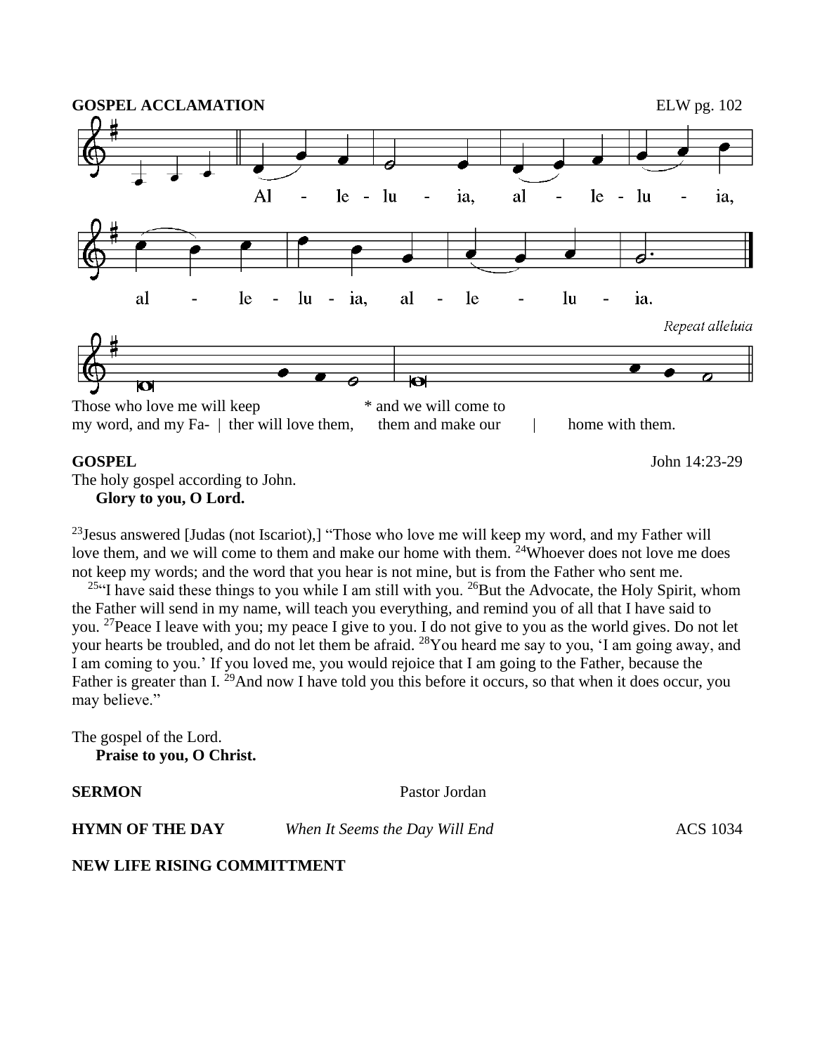**GOSPEL ACCLAMATION** ELW pg. 102

Al - le - lu - ia, al - le - lu - ia,

al - le - lu - ia, al - le - lu - ia.

*Repeat alleluia*

Those who love me will keep my word, and my Fa- | ther will love them, * and we will come to them and make our | home with them.

**GOSPEL** John 14:23-29

The holy gospel according to John.
**Glory to you, O Lord.**

[23]Jesus answered [Judas (not Iscariot),] "Those who love me will keep my word, and my Father will love them, and we will come to them and make our home with them. [24]Whoever does not love me does not keep my words; and the word that you hear is not mine, but is from the Father who sent me.

[25]"I have said these things to you while I am still with you. [26]But the Advocate, the Holy Spirit, whom the Father will send in my name, will teach you everything, and remind you of all that I have said to you. [27]Peace I leave with you; my peace I give to you. I do not give to you as the world gives. Do not let your hearts be troubled, and do not let them be afraid. [28]You heard me say to you, 'I am going away, and I am coming to you.' If you loved me, you would rejoice that I am going to the Father, because the Father is greater than I. [29]And now I have told you this before it occurs, so that when it does occur, you may believe."

The gospel of the Lord.
**Praise to you, O Christ.**

**SERMON** Pastor Jordan

**HYMN OF THE DAY** *When It Seems the Day Will End* ACS 1034

**NEW LIFE RISING COMMITTMENT**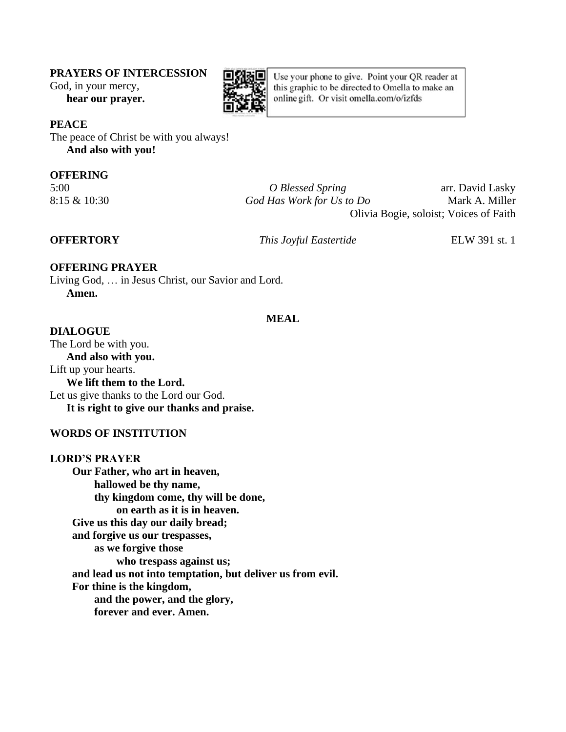**PRAYERS OF INTERCESSION**

God, in your mercy,
**hear our prayer.**

Use your phone to give. Point your QR reader at this graphic to be directed to Omella to make an online gift. Or visit omella.com/o/izfds

**PEACE**

The peace of Christ be with you always!
**And also with you!**

**OFFERING**

5:00 — *O Blessed Spring* — arr. David Lasky

8:15 & 10:30 — *God Has Work for Us to Do* — Mark A. Miller
Olivia Bogie, soloist; Voices of Faith

**OFFERTORY** — *This Joyful Eastertide* — ELW 391 st. 1

**OFFERING PRAYER**

Living God, … in Jesus Christ, our Savior and Lord.
**Amen.**

## MEAL

**DIALOGUE**

The Lord be with you.
**And also with you.**
Lift up your hearts.
**We lift them to the Lord.**
Let us give thanks to the Lord our God.
**It is right to give our thanks and praise.**

**WORDS OF INSTITUTION**

**LORD'S PRAYER**

**Our Father, who art in heaven,
hallowed be thy name,
thy kingdom come, thy will be done,
on earth as it is in heaven.
Give us this day our daily bread;
and forgive us our trespasses,
as we forgive those
who trespass against us;
and lead us not into temptation, but deliver us from evil.
For thine is the kingdom,
and the power, and the glory,
forever and ever. Amen.**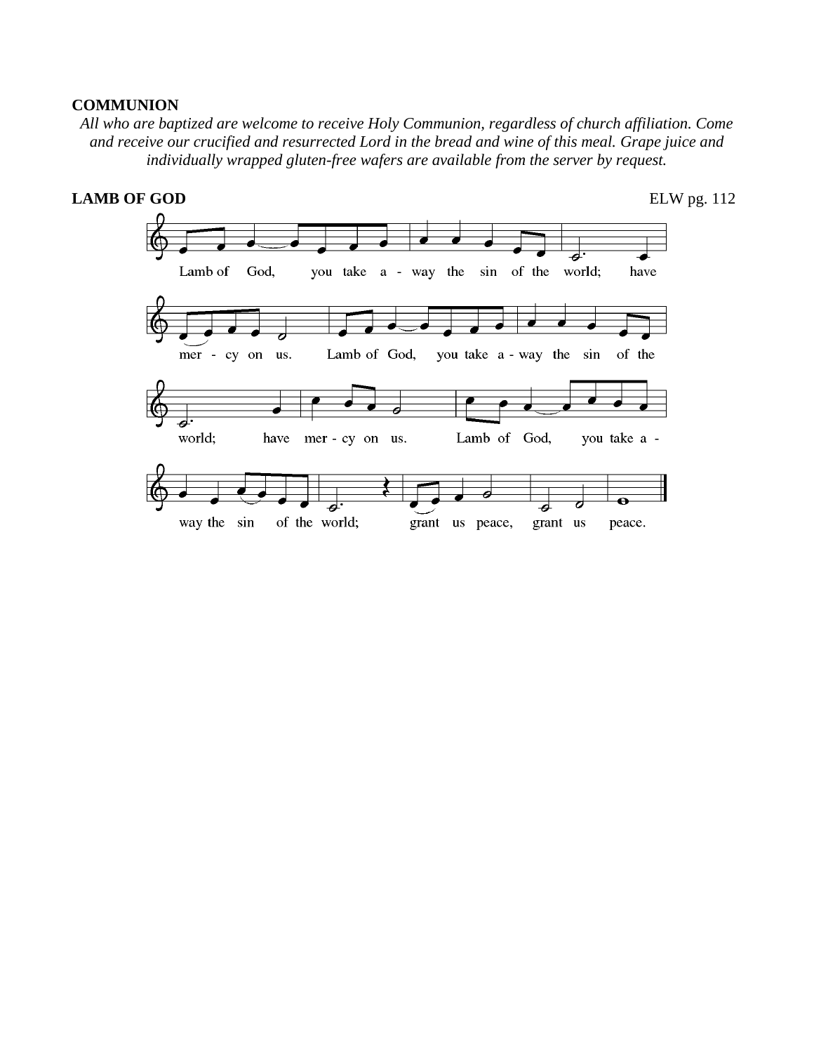**COMMUNION**

*All who are baptized are welcome to receive Holy Communion, regardless of church affiliation. Come and receive our crucified and resurrected Lord in the bread and wine of this meal. Grape juice and individually wrapped gluten-free wafers are available from the server by request.*

**LAMB OF GOD** ELW pg. 112

Lamb of God, you take away the sin of the world; have mercy on us.
Lamb of God, you take away the sin of the world; have mercy on us.
Lamb of God, you take away the sin of the world; grant us peace, grant us peace.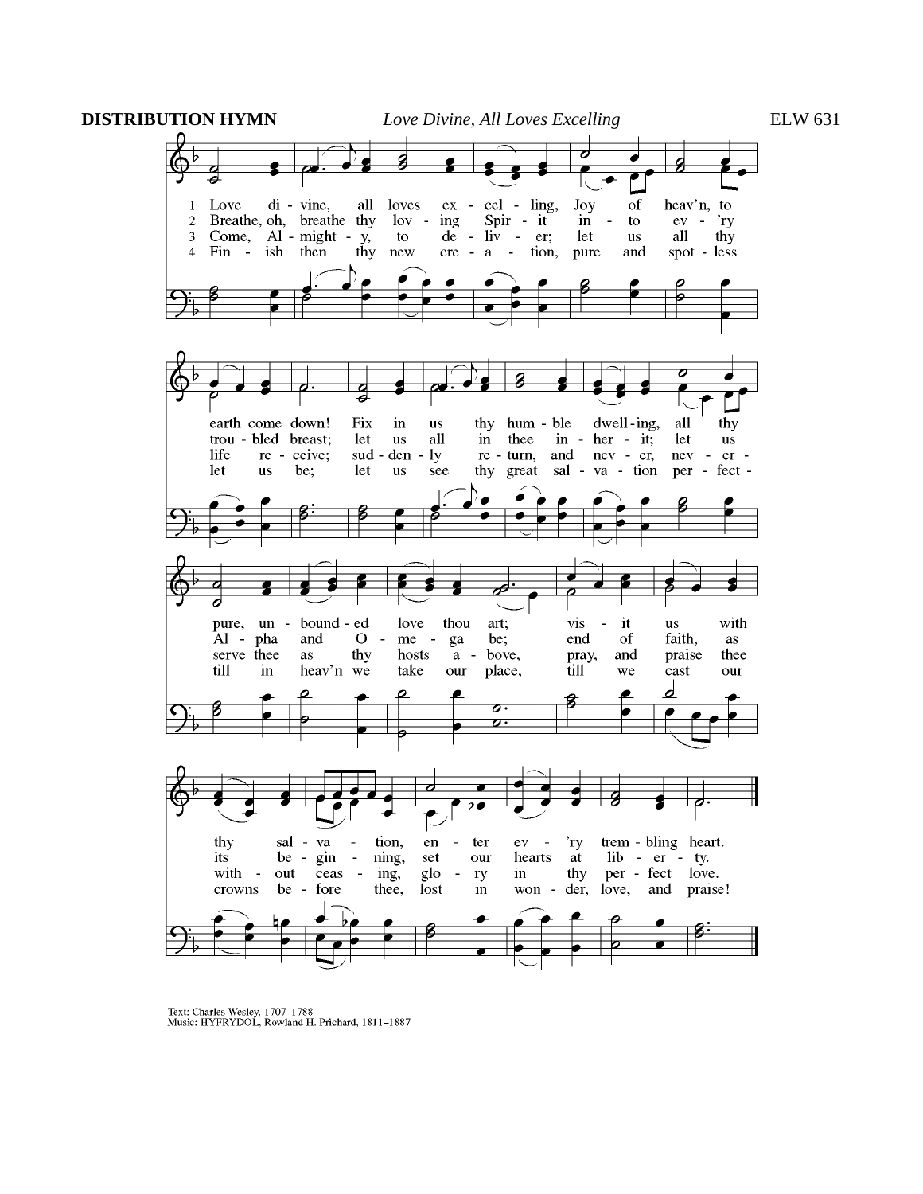**DISTRIBUTION HYMN** *Love Divine, All Loves Excelling* ELW 631

1 Love divine, all loves excelling, Joy of heav'n, to earth come down! Fix in us thy humble dwelling, all thy faithful mercies crown. Jesus, thou art all compassion, pure, unbounded love thou art; visit us with thy salvation, enter ev'ry trembling heart.

2 Breathe, oh, breathe thy loving Spirit into ev'ry troubled breast; let us all in thee inherit; let us find the promised rest. Take away the love of sinning; Alpha and Omega be; end of faith, as its beginning, set our hearts at liberty.

3 Come, Almighty, to deliver; let us all thy life receive; suddenly return, and never, never more thy temples leave. Thee we would be always blessing, serve thee as thy hosts above, pray, and praise thee without ceasing, glory in thy perfect love.

4 Finish then thy new creation, pure and spotless let us be; let us see thy great salvation perfectly restored in thee: changed from glory into glory, till in heav'n we take our place, till we cast our crowns before thee, lost in wonder, love, and praise!

Text: Charles Wesley, 1707–1788
Music: HYFRYDOL, Rowland H. Prichard, 1811–1887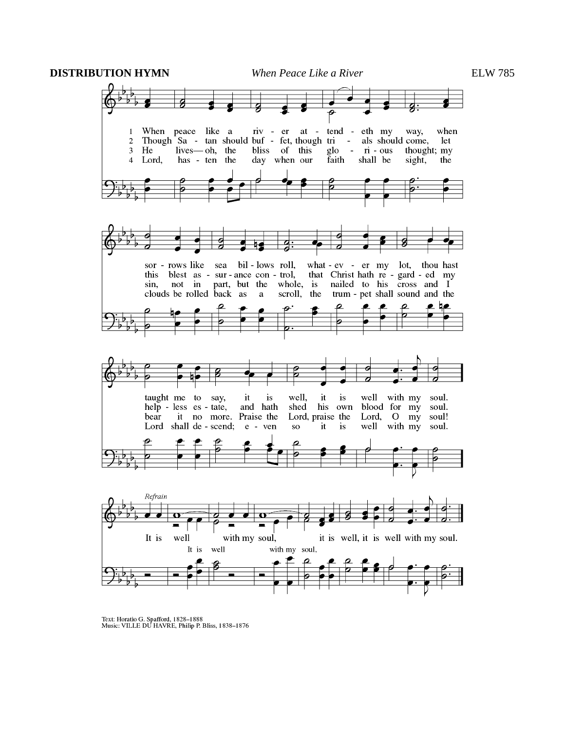**DISTRIBUTION HYMN** *When Peace Like a River* ELW 785

1 When peace like a river attendeth my way, when sorrows like sea billows roll, whatever my lot, thou hast taught me to say, it is well, it is well with my soul.

2 Though Satan should buffet, though trials should come, let this blest assurance control, that Christ hath regarded my helpless estate, and hath shed his own blood for my soul.

3 He lives—oh, the bliss of this glorious thought; my sin, not in part, but the whole, is nailed to his cross and I bear it no more. Praise the Lord, praise the Lord, O my soul!

4 Lord, hasten the day when our faith shall be sight, the clouds be rolled back as a scroll, the trumpet shall sound and the Lord shall descend; even so it is well with my soul.

*Refrain*

It is well (It is well) with my soul, (with my soul,) it is well, it is well with my soul.

Text: Horatio G. Spafford, 1828–1888
Music: VILLE DU HAVRE, Philip P. Bliss, 1838–1876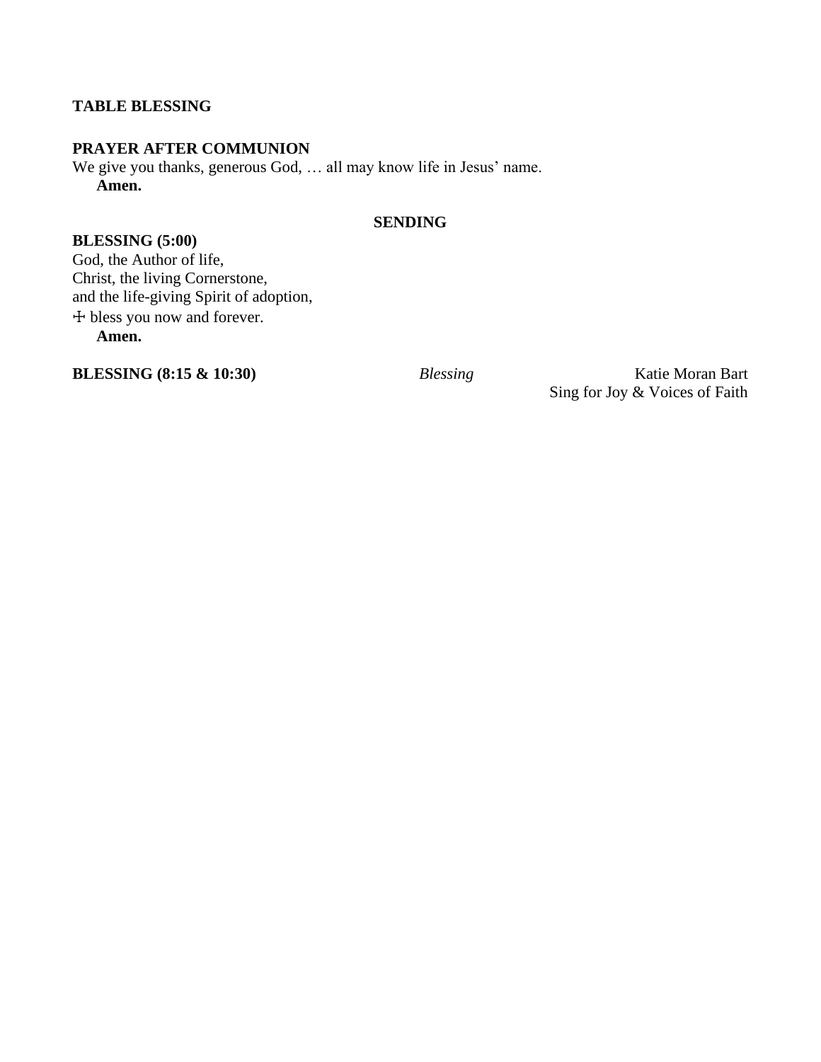**TABLE BLESSING**

**PRAYER AFTER COMMUNION**

We give you thanks, generous God, … all may know life in Jesus' name.
**Amen.**

## SENDING

**BLESSING (5:00)**

God, the Author of life,
Christ, the living Cornerstone,
and the life-giving Spirit of adoption,
☩ bless you now and forever.
**Amen.**

**BLESSING (8:15 & 10:30)** *Blessing* Katie Moran Bart
Sing for Joy & Voices of Faith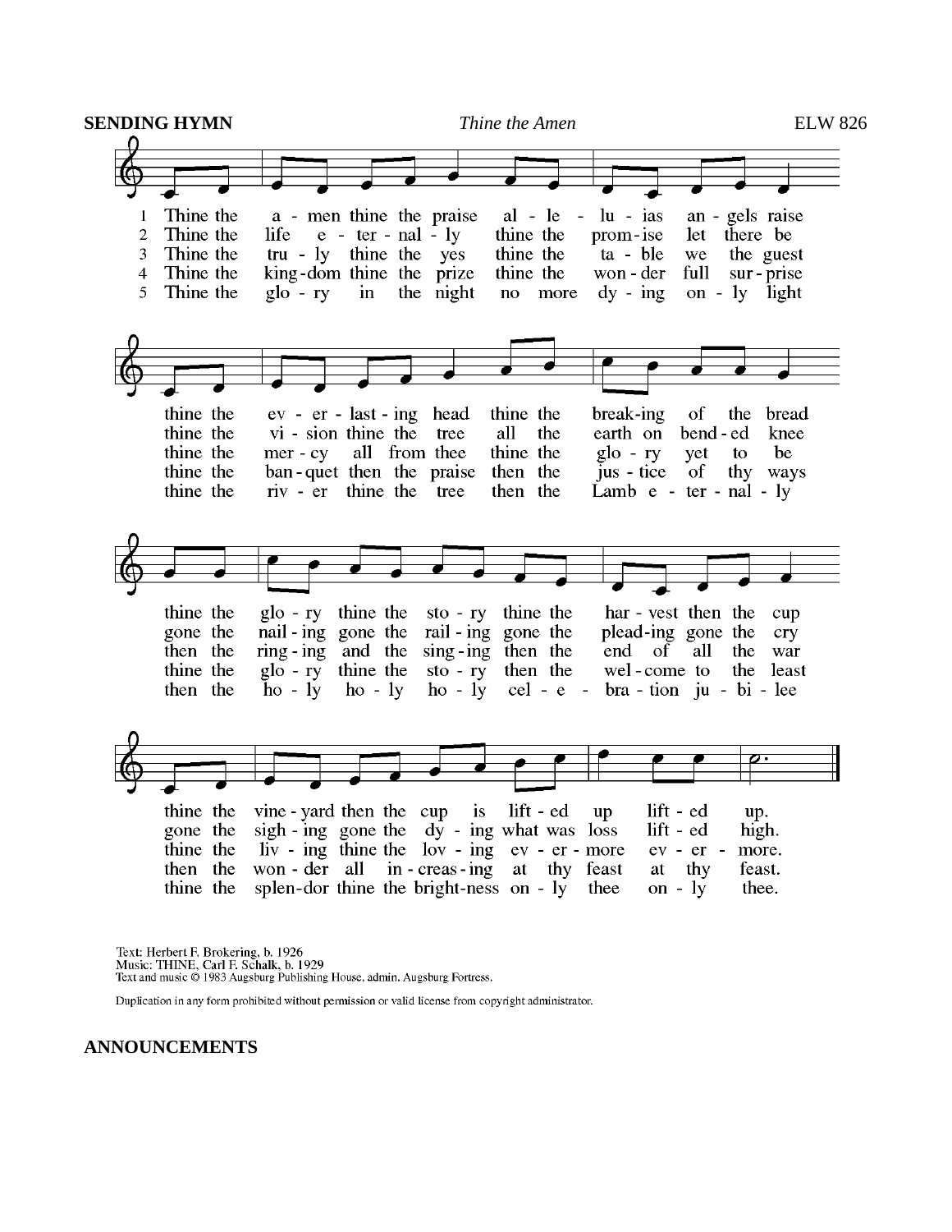**SENDING HYMN** *Thine the Amen* ELW 826

1 Thine the amen thine the praise alleluias angels raise
thine the everlasting head thine the breaking of the bread
thine the glory thine the story thine the harvest then the cup
thine the vineyard then the cup is lifted up lifted up.

2 Thine the life eternally thine the promise let there be
thine the vision thine the tree all the earth on bended knee
gone the nailing gone the railing gone the pleading gone the cry
gone the sighing gone the dying what was loss lifted high.

3 Thine the truly thine the yes thine the table we the guest
thine the mercy all from thee thine the glory yet to be
then the ringing and the singing then the end of all the war
thine the living thine the loving evermore evermore.

4 Thine the kingdom thine the prize thine the wonder full surprise
thine the banquet then the praise then the justice of thy ways
thine the glory thine the story then the welcome to the least
then the wonder all increasing at thy feast at thy feast.

5 Thine the glory in the night no more dying only light
thine the river thine the tree then the Lamb eternally
then the holy holy holy celebration jubilee
thine the splendor thine the brightness only thee only thee.

Text: Herbert F. Brokering, b. 1926
Music: THINE, Carl F. Schalk, b. 1929
Text and music © 1983 Augsburg Publishing House, admin. Augsburg Fortress.

Duplication in any form prohibited without permission or valid license from copyright administrator.

**ANNOUNCEMENTS**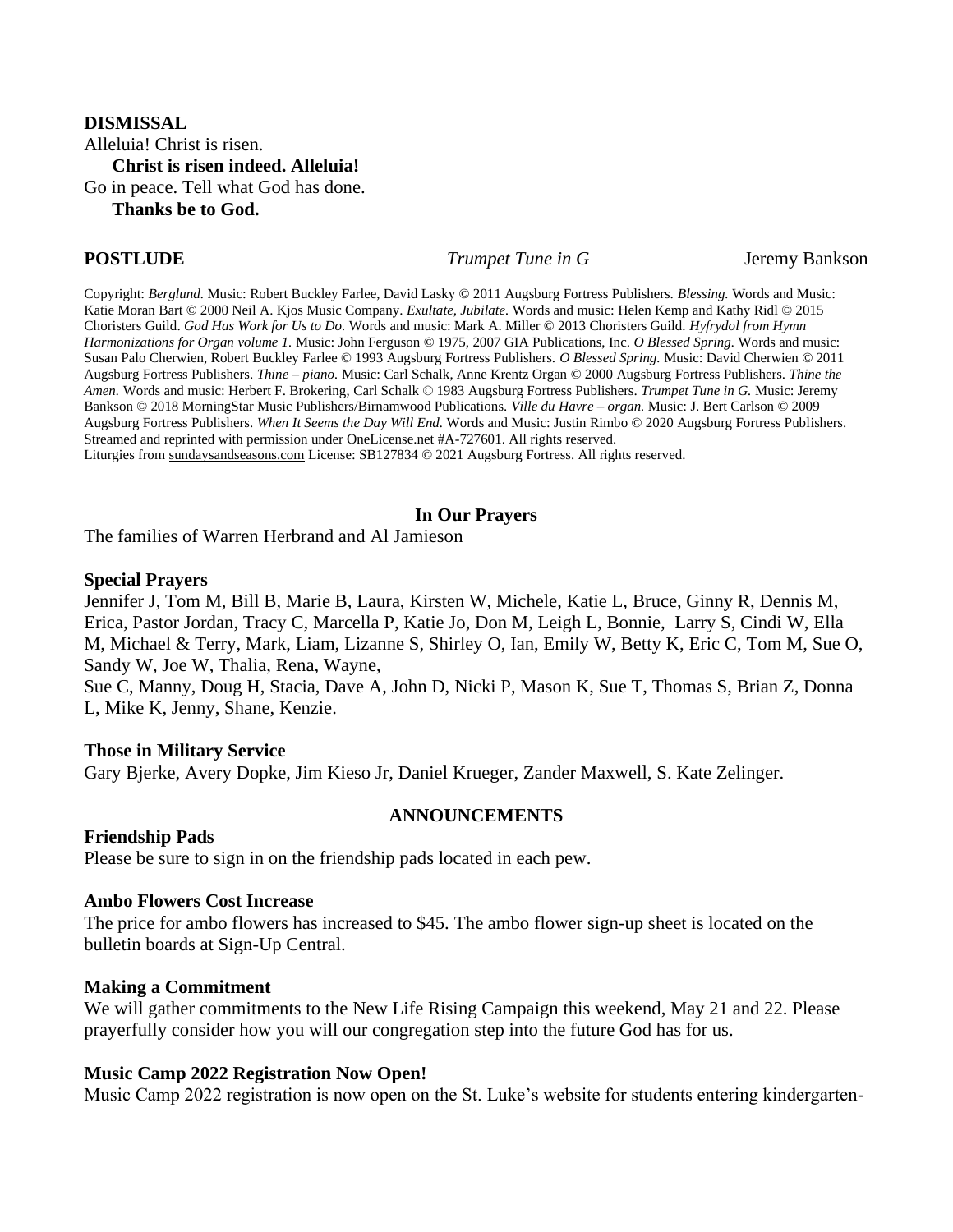**DISMISSAL**

Alleluia! Christ is risen.

**Christ is risen indeed. Alleluia!**

Go in peace. Tell what God has done.

**Thanks be to God.**

**POSTLUDE** *Trumpet Tune in G* Jeremy Bankson

Copyright: *Berglund.* Music: Robert Buckley Farlee, David Lasky © 2011 Augsburg Fortress Publishers. *Blessing.* Words and Music: Katie Moran Bart © 2000 Neil A. Kjos Music Company. *Exultate, Jubilate.* Words and music: Helen Kemp and Kathy Ridl © 2015 Choristers Guild. *God Has Work for Us to Do.* Words and music: Mark A. Miller © 2013 Choristers Guild. *Hyfrydol from Hymn Harmonizations for Organ volume 1.* Music: John Ferguson © 1975, 2007 GIA Publications, Inc. *O Blessed Spring.* Words and music: Susan Palo Cherwien, Robert Buckley Farlee © 1993 Augsburg Fortress Publishers. *O Blessed Spring.* Music: David Cherwien © 2011 Augsburg Fortress Publishers. *Thine – piano.* Music: Carl Schalk, Anne Krentz Organ © 2000 Augsburg Fortress Publishers. *Thine the Amen.* Words and music: Herbert F. Brokering, Carl Schalk © 1983 Augsburg Fortress Publishers. *Trumpet Tune in G.* Music: Jeremy Bankson © 2018 MorningStar Music Publishers/Birnamwood Publications. *Ville du Havre – organ.* Music: J. Bert Carlson © 2009 Augsburg Fortress Publishers. *When It Seems the Day Will End.* Words and Music: Justin Rimbo © 2020 Augsburg Fortress Publishers. Streamed and reprinted with permission under OneLicense.net #A-727601. All rights reserved.
Liturgies from sundaysandseasons.com License: SB127834 © 2021 Augsburg Fortress. All rights reserved.

## In Our Prayers

The families of Warren Herbrand and Al Jamieson

**Special Prayers**

Jennifer J, Tom M, Bill B, Marie B, Laura, Kirsten W, Michele, Katie L, Bruce, Ginny R, Dennis M, Erica, Pastor Jordan, Tracy C, Marcella P, Katie Jo, Don M, Leigh L, Bonnie, Larry S, Cindi W, Ella M, Michael & Terry, Mark, Liam, Lizanne S, Shirley O, Ian, Emily W, Betty K, Eric C, Tom M, Sue O, Sandy W, Joe W, Thalia, Rena, Wayne,
Sue C, Manny, Doug H, Stacia, Dave A, John D, Nicki P, Mason K, Sue T, Thomas S, Brian Z, Donna L, Mike K, Jenny, Shane, Kenzie.

**Those in Military Service**

Gary Bjerke, Avery Dopke, Jim Kieso Jr, Daniel Krueger, Zander Maxwell, S. Kate Zelinger.

## ANNOUNCEMENTS

**Friendship Pads**

Please be sure to sign in on the friendship pads located in each pew.

**Ambo Flowers Cost Increase**

The price for ambo flowers has increased to $45. The ambo flower sign-up sheet is located on the bulletin boards at Sign-Up Central.

**Making a Commitment**

We will gather commitments to the New Life Rising Campaign this weekend, May 21 and 22. Please prayerfully consider how you will our congregation step into the future God has for us.

**Music Camp 2022 Registration Now Open!**

Music Camp 2022 registration is now open on the St. Luke's website for students entering kindergarten-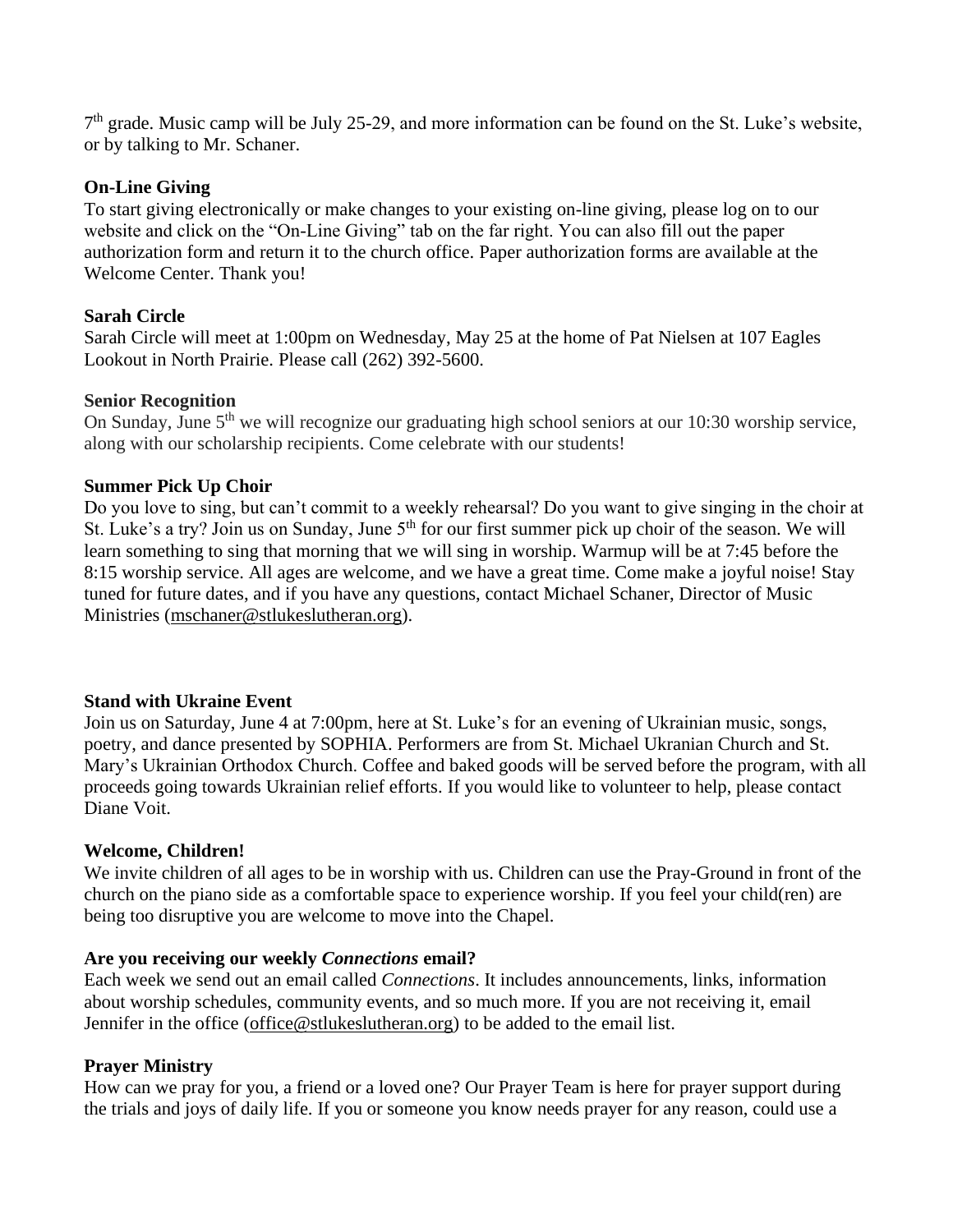7th grade. Music camp will be July 25-29, and more information can be found on the St. Luke's website, or by talking to Mr. Schaner.

**On-Line Giving**

To start giving electronically or make changes to your existing on-line giving, please log on to our website and click on the "On-Line Giving" tab on the far right. You can also fill out the paper authorization form and return it to the church office. Paper authorization forms are available at the Welcome Center. Thank you!

**Sarah Circle**

Sarah Circle will meet at 1:00pm on Wednesday, May 25 at the home of Pat Nielsen at 107 Eagles Lookout in North Prairie. Please call (262) 392-5600.

**Senior Recognition**

On Sunday, June 5th we will recognize our graduating high school seniors at our 10:30 worship service, along with our scholarship recipients. Come celebrate with our students!

**Summer Pick Up Choir**

Do you love to sing, but can't commit to a weekly rehearsal? Do you want to give singing in the choir at St. Luke's a try? Join us on Sunday, June 5th for our first summer pick up choir of the season. We will learn something to sing that morning that we will sing in worship. Warmup will be at 7:45 before the 8:15 worship service. All ages are welcome, and we have a great time. Come make a joyful noise! Stay tuned for future dates, and if you have any questions, contact Michael Schaner, Director of Music Ministries (mschaner@stlukeslutheran.org).

**Stand with Ukraine Event**

Join us on Saturday, June 4 at 7:00pm, here at St. Luke's for an evening of Ukrainian music, songs, poetry, and dance presented by SOPHIA. Performers are from St. Michael Ukranian Church and St. Mary's Ukrainian Orthodox Church. Coffee and baked goods will be served before the program, with all proceeds going towards Ukrainian relief efforts. If you would like to volunteer to help, please contact Diane Voit.

**Welcome, Children!**

We invite children of all ages to be in worship with us. Children can use the Pray-Ground in front of the church on the piano side as a comfortable space to experience worship. If you feel your child(ren) are being too disruptive you are welcome to move into the Chapel.

**Are you receiving our weekly *Connections* email?**

Each week we send out an email called *Connections*. It includes announcements, links, information about worship schedules, community events, and so much more. If you are not receiving it, email Jennifer in the office (office@stlukeslutheran.org) to be added to the email list.

**Prayer Ministry**

How can we pray for you, a friend or a loved one? Our Prayer Team is here for prayer support during the trials and joys of daily life. If you or someone you know needs prayer for any reason, could use a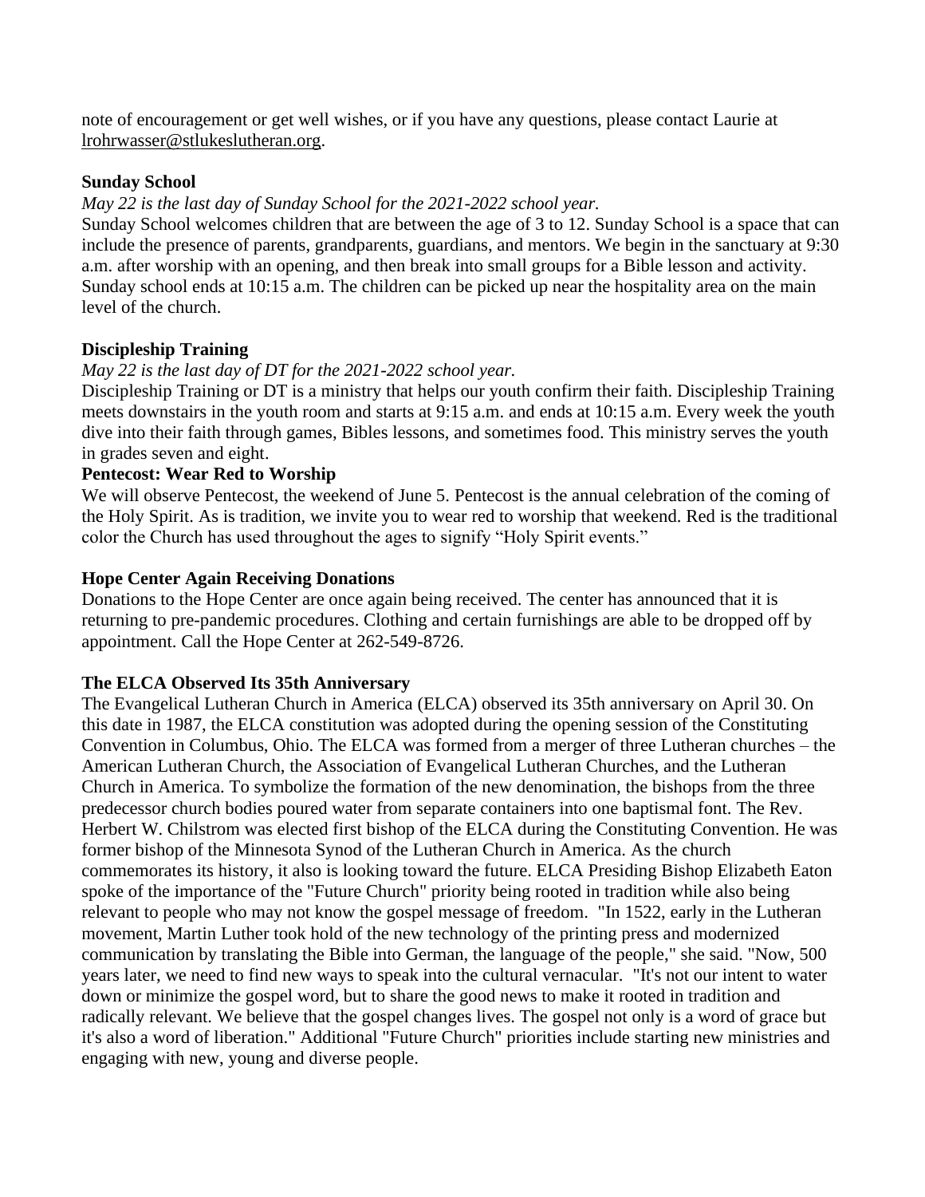note of encouragement or get well wishes, or if you have any questions, please contact Laurie at lrohrwasser@stlukeslutheran.org.

**Sunday School**

*May 22 is the last day of Sunday School for the 2021-2022 school year.*

Sunday School welcomes children that are between the age of 3 to 12. Sunday School is a space that can include the presence of parents, grandparents, guardians, and mentors. We begin in the sanctuary at 9:30 a.m. after worship with an opening, and then break into small groups for a Bible lesson and activity. Sunday school ends at 10:15 a.m. The children can be picked up near the hospitality area on the main level of the church.

**Discipleship Training**

*May 22 is the last day of DT for the 2021-2022 school year.*

Discipleship Training or DT is a ministry that helps our youth confirm their faith. Discipleship Training meets downstairs in the youth room and starts at 9:15 a.m. and ends at 10:15 a.m. Every week the youth dive into their faith through games, Bibles lessons, and sometimes food. This ministry serves the youth in grades seven and eight.

**Pentecost: Wear Red to Worship**

We will observe Pentecost, the weekend of June 5. Pentecost is the annual celebration of the coming of the Holy Spirit. As is tradition, we invite you to wear red to worship that weekend. Red is the traditional color the Church has used throughout the ages to signify "Holy Spirit events."

**Hope Center Again Receiving Donations**

Donations to the Hope Center are once again being received. The center has announced that it is returning to pre-pandemic procedures. Clothing and certain furnishings are able to be dropped off by appointment. Call the Hope Center at 262-549-8726.

**The ELCA Observed Its 35th Anniversary**

The Evangelical Lutheran Church in America (ELCA) observed its 35th anniversary on April 30. On this date in 1987, the ELCA constitution was adopted during the opening session of the Constituting Convention in Columbus, Ohio. The ELCA was formed from a merger of three Lutheran churches – the American Lutheran Church, the Association of Evangelical Lutheran Churches, and the Lutheran Church in America. To symbolize the formation of the new denomination, the bishops from the three predecessor church bodies poured water from separate containers into one baptismal font. The Rev. Herbert W. Chilstrom was elected first bishop of the ELCA during the Constituting Convention. He was former bishop of the Minnesota Synod of the Lutheran Church in America. As the church commemorates its history, it also is looking toward the future. ELCA Presiding Bishop Elizabeth Eaton spoke of the importance of the "Future Church" priority being rooted in tradition while also being relevant to people who may not know the gospel message of freedom. "In 1522, early in the Lutheran movement, Martin Luther took hold of the new technology of the printing press and modernized communication by translating the Bible into German, the language of the people," she said. "Now, 500 years later, we need to find new ways to speak into the cultural vernacular. "It's not our intent to water down or minimize the gospel word, but to share the good news to make it rooted in tradition and radically relevant. We believe that the gospel changes lives. The gospel not only is a word of grace but it's also a word of liberation." Additional "Future Church" priorities include starting new ministries and engaging with new, young and diverse people.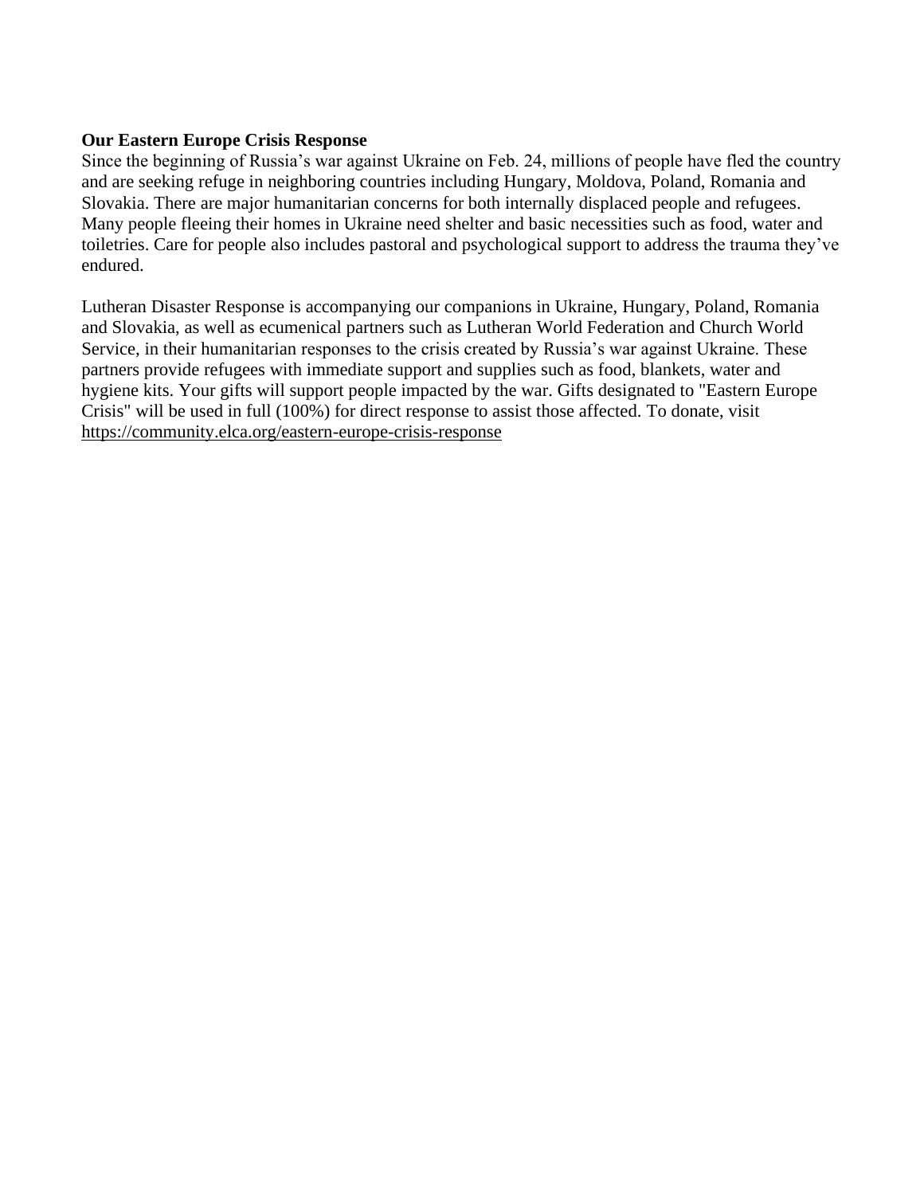**Our Eastern Europe Crisis Response**

Since the beginning of Russia's war against Ukraine on Feb. 24, millions of people have fled the country and are seeking refuge in neighboring countries including Hungary, Moldova, Poland, Romania and Slovakia. There are major humanitarian concerns for both internally displaced people and refugees. Many people fleeing their homes in Ukraine need shelter and basic necessities such as food, water and toiletries. Care for people also includes pastoral and psychological support to address the trauma they've endured.

Lutheran Disaster Response is accompanying our companions in Ukraine, Hungary, Poland, Romania and Slovakia, as well as ecumenical partners such as Lutheran World Federation and Church World Service, in their humanitarian responses to the crisis created by Russia's war against Ukraine. These partners provide refugees with immediate support and supplies such as food, blankets, water and hygiene kits. Your gifts will support people impacted by the war. Gifts designated to "Eastern Europe Crisis" will be used in full (100%) for direct response to assist those affected. To donate, visit https://community.elca.org/eastern-europe-crisis-response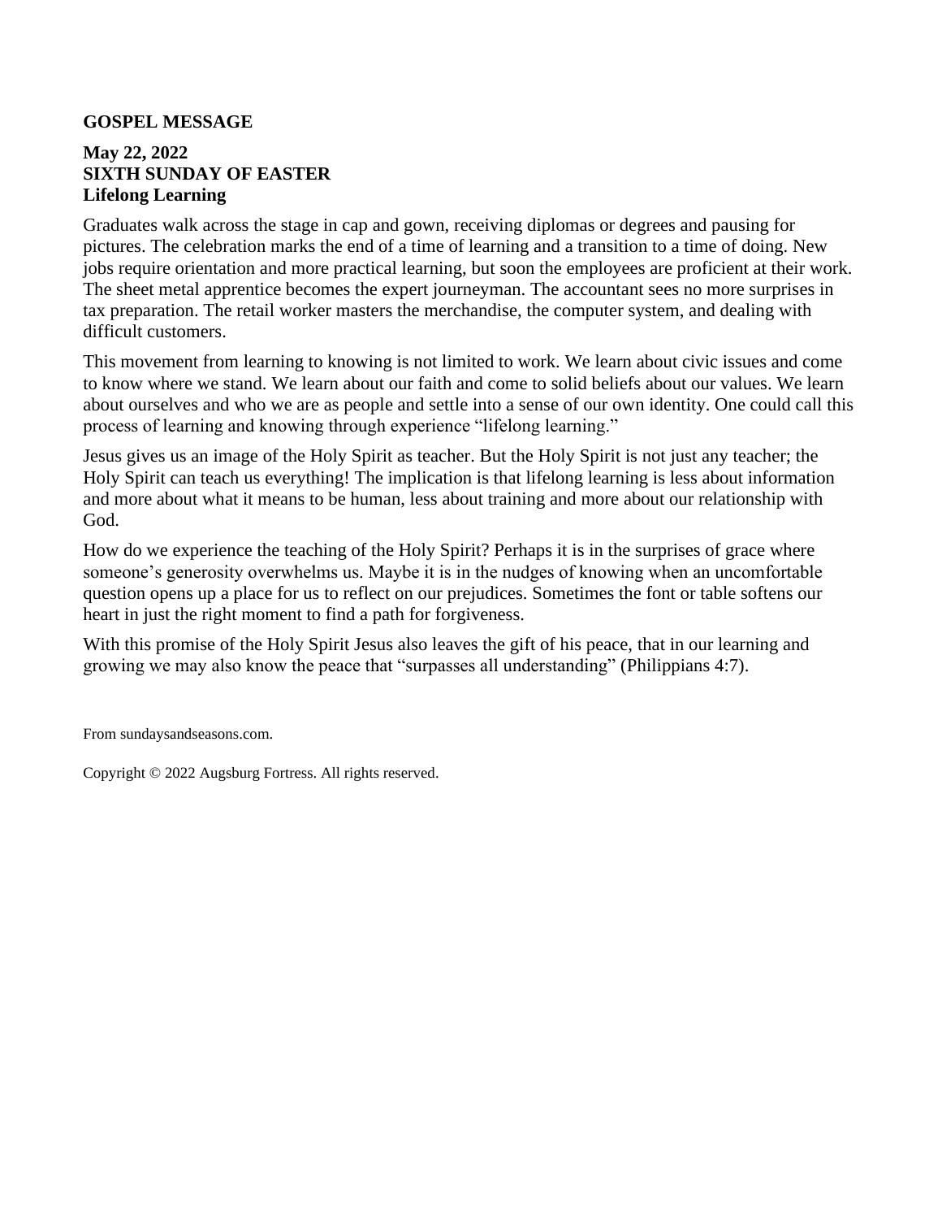**GOSPEL MESSAGE**

**May 22, 2022**
**SIXTH SUNDAY OF EASTER**
**Lifelong Learning**

Graduates walk across the stage in cap and gown, receiving diplomas or degrees and pausing for pictures. The celebration marks the end of a time of learning and a transition to a time of doing. New jobs require orientation and more practical learning, but soon the employees are proficient at their work. The sheet metal apprentice becomes the expert journeyman. The accountant sees no more surprises in tax preparation. The retail worker masters the merchandise, the computer system, and dealing with difficult customers.

This movement from learning to knowing is not limited to work. We learn about civic issues and come to know where we stand. We learn about our faith and come to solid beliefs about our values. We learn about ourselves and who we are as people and settle into a sense of our own identity. One could call this process of learning and knowing through experience "lifelong learning."

Jesus gives us an image of the Holy Spirit as teacher. But the Holy Spirit is not just any teacher; the Holy Spirit can teach us everything! The implication is that lifelong learning is less about information and more about what it means to be human, less about training and more about our relationship with God.

How do we experience the teaching of the Holy Spirit? Perhaps it is in the surprises of grace where someone's generosity overwhelms us. Maybe it is in the nudges of knowing when an uncomfortable question opens up a place for us to reflect on our prejudices. Sometimes the font or table softens our heart in just the right moment to find a path for forgiveness.

With this promise of the Holy Spirit Jesus also leaves the gift of his peace, that in our learning and growing we may also know the peace that "surpasses all understanding" (Philippians 4:7).

From sundaysandseasons.com.

Copyright © 2022 Augsburg Fortress. All rights reserved.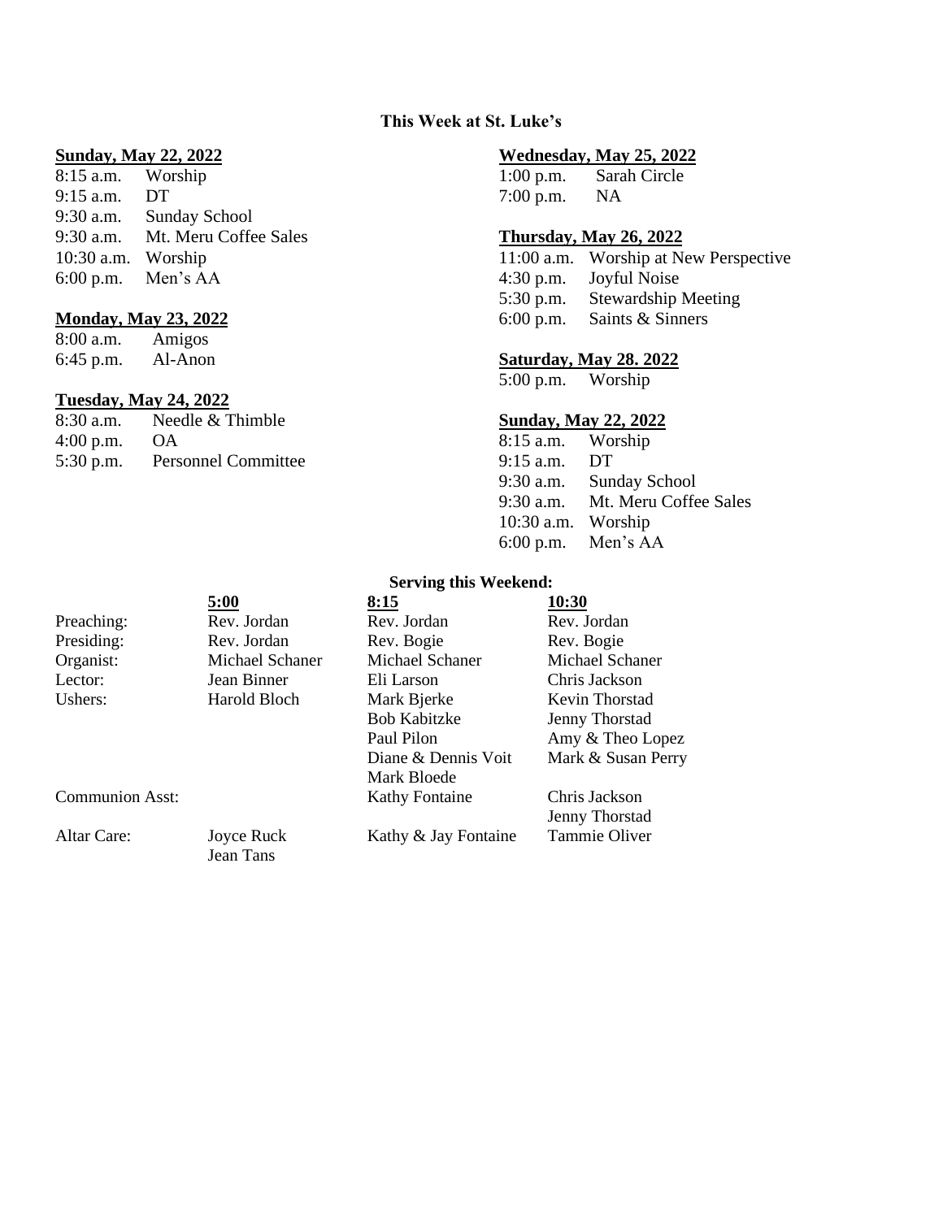**This Week at St. Luke's**

**Sunday, May 22, 2022**

8:15 a.m. Worship
9:15 a.m. DT
9:30 a.m. Sunday School
9:30 a.m. Mt. Meru Coffee Sales
10:30 a.m. Worship
6:00 p.m. Men's AA

**Monday, May 23, 2022**

8:00 a.m. Amigos
6:45 p.m. Al-Anon

**Tuesday, May 24, 2022**

8:30 a.m. Needle & Thimble
4:00 p.m. OA
5:30 p.m. Personnel Committee

**Wednesday, May 25, 2022**

1:00 p.m. Sarah Circle
7:00 p.m. NA

**Thursday, May 26, 2022**

11:00 a.m. Worship at New Perspective
4:30 p.m. Joyful Noise
5:30 p.m. Stewardship Meeting
6:00 p.m. Saints & Sinners

**Saturday, May 28. 2022**

5:00 p.m. Worship

**Sunday, May 22, 2022**

8:15 a.m. Worship
9:15 a.m. DT
9:30 a.m. Sunday School
9:30 a.m. Mt. Meru Coffee Sales
10:30 a.m. Worship
6:00 p.m. Men's AA

**Serving this Weekend:**

| | 5:00 | 8:15 | 10:30 |
|---|---|---|---|
| Preaching: | Rev. Jordan | Rev. Jordan | Rev. Jordan |
| Presiding: | Rev. Jordan | Rev. Bogie | Rev. Bogie |
| Organist: | Michael Schaner | Michael Schaner | Michael Schaner |
| Lector: | Jean Binner | Eli Larson | Chris Jackson |
| Ushers: | Harold Bloch | Mark Bjerke<br>Bob Kabitzke<br>Paul Pilon<br>Diane & Dennis Voit<br>Mark Bloede | Kevin Thorstad<br>Jenny Thorstad<br>Amy & Theo Lopez<br>Mark & Susan Perry |
| Communion Asst: | | Kathy Fontaine | Chris Jackson<br>Jenny Thorstad |
| Altar Care: | Joyce Ruck<br>Jean Tans | Kathy & Jay Fontaine | Tammie Oliver |